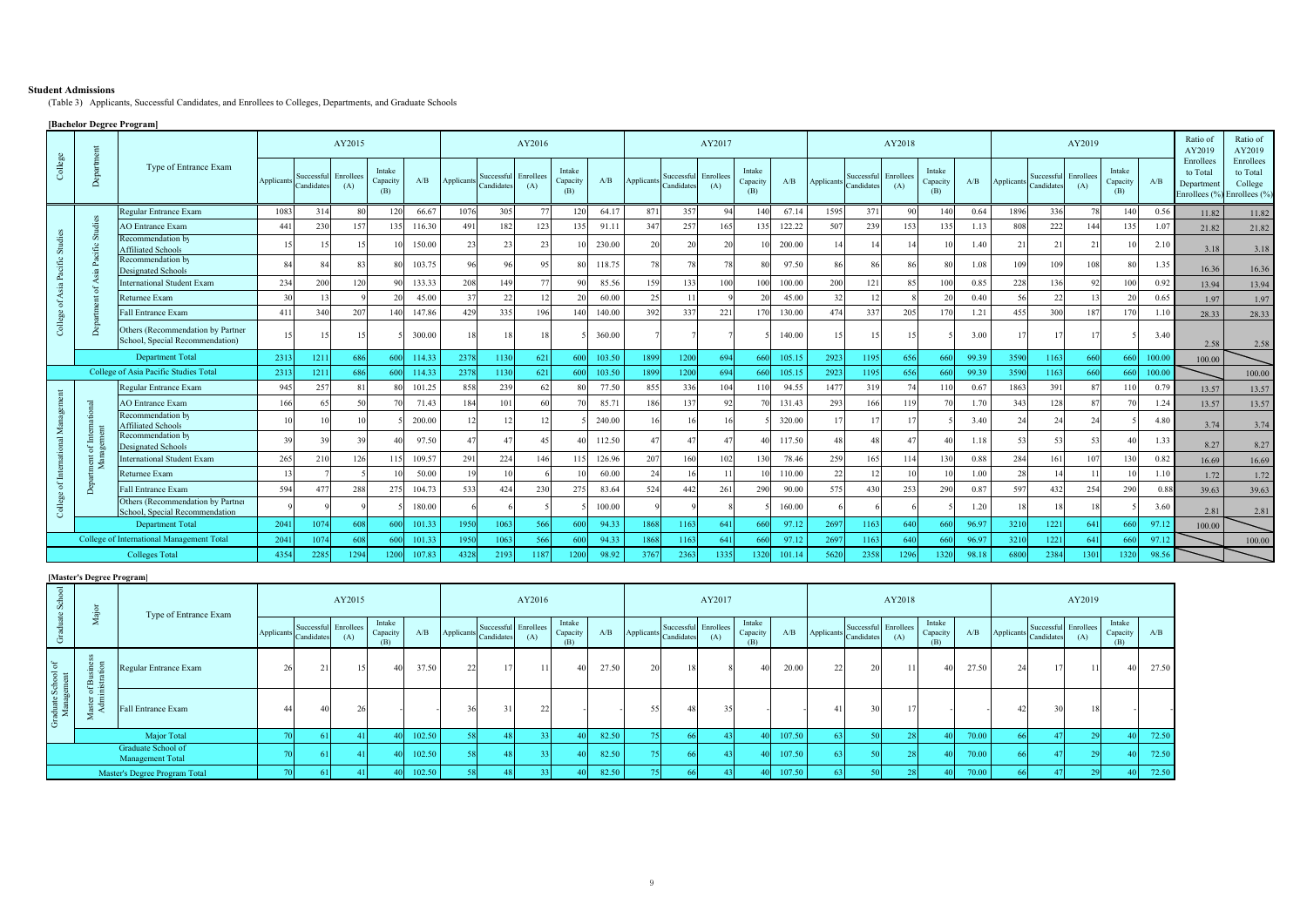## Student Admissions

(Table 3) Applicants, Successful Candidates, and Enrollees to Colleges, Departments, and Graduate Schools

### [Bachelor Degree Program]

| College | Department | Type of Entrance Exam | AY2015 | | | | | AY2016 | | | | | AY2017 | | | | | AY2018 | | | | | AY2019 | | | | | Ratio of AY2019 Enrollees to Total Department Enrollees (%) | Ratio of AY2019 Enrollees to Total College Enrollees (%) |
|---|---|---|---|---|---|---|---|---|---|---|---|---|---|---|---|---|---|---|---|---|---|---|---|---|---|---|---|---|---|
| | | | Applicants | Successful Candidates | Enrollees (A) | Intake Capacity (B) | A/B | Applicants | Successful Candidates | Enrollees (A) | Intake Capacity (B) | A/B | Applicants | Successful Candidates | Enrollees (A) | Intake Capacity (B) | A/B | Applicants | Successful Candidates | Enrollees (A) | Intake Capacity (B) | A/B | Applicants | Successful Candidates | Enrollees (A) | Intake Capacity (B) | A/B | | |
| College of Asia Pacific Studies | Department of Asia Pacific Studies | Regular Entrance Exam | 1083 | 314 | 80 | 120 | 66.67 | 1076 | 305 | 77 | 120 | 64.17 | 871 | 357 | 94 | 140 | 67.14 | 1595 | 371 | 90 | 140 | 0.64 | 1896 | 336 | 78 | 140 | 0.56 | 11.82 | 11.82 |
| | | AO Entrance Exam | 441 | 230 | 157 | 135 | 116.30 | 491 | 182 | 123 | 135 | 91.11 | 347 | 257 | 165 | 135 | 122.22 | 507 | 239 | 153 | 135 | 1.13 | 808 | 222 | 144 | 135 | 1.07 | 21.82 | 21.82 |
| | | Recommendation by Affiliated Schools | 15 | 15 | 15 | 10 | 150.00 | 23 | 23 | 23 | 10 | 230.00 | 20 | 20 | 20 | 10 | 200.00 | 14 | 14 | 14 | 10 | 1.40 | 21 | 21 | 21 | 10 | 2.10 | 3.18 | 3.18 |
| | | Recommendation by Designated Schools | 84 | 84 | 83 | 80 | 103.75 | 96 | 96 | 95 | 80 | 118.75 | 78 | 78 | 78 | 80 | 97.50 | 86 | 86 | 86 | 80 | 1.08 | 109 | 109 | 108 | 80 | 1.35 | 16.36 | 16.36 |
| | | International Student Exam | 234 | 200 | 120 | 90 | 133.33 | 208 | 149 | 77 | 90 | 85.56 | 159 | 133 | 100 | 100 | 100.00 | 200 | 121 | 85 | 100 | 0.85 | 228 | 136 | 92 | 100 | 0.92 | 13.94 | 13.94 |
| | | Returnee Exam | 30 | 13 | 9 | 20 | 45.00 | 37 | 22 | 12 | 20 | 60.00 | 25 | 11 | 9 | 20 | 45.00 | 32 | 12 | 8 | 20 | 0.40 | 56 | 22 | 13 | 20 | 0.65 | 1.97 | 1.97 |
| | | Fall Entrance Exam | 411 | 340 | 207 | 140 | 147.86 | 429 | 335 | 196 | 140 | 140.00 | 392 | 337 | 221 | 170 | 130.00 | 474 | 337 | 205 | 170 | 1.21 | 455 | 300 | 187 | 170 | 1.10 | 28.33 | 28.33 |
| | | Others (Recommendation by Partner School, Special Recommendation) | 15 | 15 | 15 | 5 | 300.00 | 18 | 18 | 18 | 5 | 360.00 | 7 | 7 | 7 | 5 | 140.00 | 15 | 15 | 15 | 5 | 3.00 | 17 | 17 | 17 | 5 | 3.40 | 2.58 | 2.58 |
| | Department Total | | 2313 | 1211 | 686 | 600 | 114.33 | 2378 | 1130 | 621 | 600 | 103.50 | 1899 | 1200 | 694 | 660 | 105.15 | 2923 | 1195 | 656 | 660 | 99.39 | 3590 | 1163 | 660 | 660 | 100.00 | 100.00 | |
| College of Asia Pacific Studies Total | | | 2313 | 1211 | 686 | 600 | 114.33 | 2378 | 1130 | 621 | 600 | 103.50 | 1899 | 1200 | 694 | 660 | 105.15 | 2923 | 1195 | 656 | 660 | 99.39 | 3590 | 1163 | 660 | 660 | 100.00 | | 100.00 |
| College of International Management | Department of International Management | Regular Entrance Exam | 945 | 257 | 81 | 80 | 101.25 | 858 | 239 | 62 | 80 | 77.50 | 855 | 336 | 104 | 110 | 94.55 | 1477 | 319 | 74 | 110 | 0.67 | 1863 | 391 | 87 | 110 | 0.79 | 13.57 | 13.57 |
| | | AO Entrance Exam | 166 | 65 | 50 | 70 | 71.43 | 184 | 101 | 60 | 70 | 85.71 | 186 | 137 | 92 | 70 | 131.43 | 293 | 166 | 119 | 70 | 1.70 | 343 | 128 | 87 | 70 | 1.24 | 13.57 | 13.57 |
| | | Recommendation by Affiliated Schools | 10 | 10 | 10 | 5 | 200.00 | 12 | 12 | 12 | 5 | 240.00 | 16 | 16 | 16 | 5 | 320.00 | 17 | 17 | 17 | 5 | 3.40 | 24 | 24 | 24 | 5 | 4.80 | 3.74 | 3.74 |
| | | Recommendation by Designated Schools | 39 | 39 | 39 | 40 | 97.50 | 47 | 47 | 45 | 40 | 112.50 | 47 | 47 | 47 | 40 | 117.50 | 48 | 48 | 47 | 40 | 1.18 | 53 | 53 | 53 | 40 | 1.33 | 8.27 | 8.27 |
| | | International Student Exam | 265 | 210 | 126 | 115 | 109.57 | 291 | 224 | 146 | 115 | 126.96 | 207 | 160 | 102 | 130 | 78.46 | 259 | 165 | 114 | 130 | 0.88 | 284 | 161 | 107 | 130 | 0.82 | 16.69 | 16.69 |
| | | Returnee Exam | 13 | 7 | 5 | 10 | 50.00 | 19 | 10 | 6 | 10 | 60.00 | 24 | 16 | 11 | 10 | 110.00 | 22 | 12 | 10 | 10 | 1.00 | 28 | 14 | 11 | 10 | 1.10 | 1.72 | 1.72 |
| | | Fall Entrance Exam | 594 | 477 | 288 | 275 | 104.73 | 533 | 424 | 230 | 275 | 83.64 | 524 | 442 | 261 | 290 | 90.00 | 575 | 430 | 253 | 290 | 0.87 | 597 | 432 | 254 | 290 | 0.88 | 39.63 | 39.63 |
| | | Others (Recommendation by Partner School, Special Recommendation) | 9 | 9 | 9 | 5 | 180.00 | 6 | 6 | 5 | 5 | 100.00 | 9 | 9 | 8 | 5 | 160.00 | 6 | 6 | 6 | 5 | 1.20 | 18 | 18 | 18 | 5 | 3.60 | 2.81 | 2.81 |
| | Department Total | | 2041 | 1074 | 608 | 600 | 101.33 | 1950 | 1063 | 566 | 600 | 94.33 | 1868 | 1163 | 641 | 660 | 97.12 | 2697 | 1163 | 640 | 660 | 96.97 | 3210 | 1221 | 641 | 660 | 97.12 | 100.00 | |
| College of International Management Total | | | 2041 | 1074 | 608 | 600 | 101.33 | 1950 | 1063 | 566 | 600 | 94.33 | 1868 | 1163 | 641 | 660 | 97.12 | 2697 | 1163 | 640 | 660 | 96.97 | 3210 | 1221 | 641 | 660 | 97.12 | | 100.00 |
| Colleges Total | | | 4354 | 2285 | 1294 | 1200 | 107.83 | 4328 | 2193 | 1187 | 1200 | 98.92 | 3767 | 2363 | 1335 | 1320 | 101.14 | 5620 | 2358 | 1296 | 1320 | 98.18 | 6800 | 2384 | 1301 | 1320 | 98.56 | | |

### [Master's Degree Program]

| Graduate School | Major | Type of Entrance Exam | AY2015 | | | | | AY2016 | | | | | AY2017 | | | | | AY2018 | | | | | AY2019 | | | | |
|---|---|---|---|---|---|---|---|---|---|---|---|---|---|---|---|---|---|---|---|---|---|---|---|---|---|---|---|
| | | | Applicants | Successful Candidates | Enrollees (A) | Intake Capacity (B) | A/B | Applicants | Successful Candidates | Enrollees (A) | Intake Capacity (B) | A/B | Applicants | Successful Candidates | Enrollees (A) | Intake Capacity (B) | A/B | Applicants | Successful Candidates | Enrollees (A) | Intake Capacity (B) | A/B | Applicants | Successful Candidates | Enrollees (A) | Intake Capacity (B) | A/B |
| Graduate School of Management | Master of Business Administration | Regular Entrance Exam | 26 | 21 | 15 | 40 | 37.50 | 22 | 17 | 11 | 40 | 27.50 | 20 | 18 | 8 | 40 | 20.00 | 22 | 20 | 11 | 40 | 27.50 | 24 | 17 | 11 | 40 | 27.50 |
| | | Fall Entrance Exam | 44 | 40 | 26 | - | - | 36 | 31 | 22 | - | - | 55 | 48 | 35 | - | - | 41 | 30 | 17 | - | - | 42 | 30 | 18 | - | - |
| | Major Total | | 70 | 61 | 41 | 40 | 102.50 | 58 | 48 | 33 | 40 | 82.50 | 75 | 66 | 43 | 40 | 107.50 | 63 | 50 | 28 | 40 | 70.00 | 66 | 47 | 29 | 40 | 72.50 |
| Graduate School of Management Total | | | 70 | 61 | 41 | 40 | 102.50 | 58 | 48 | 33 | 40 | 82.50 | 75 | 66 | 43 | 40 | 107.50 | 63 | 50 | 28 | 40 | 70.00 | 66 | 47 | 29 | 40 | 72.50 |
| Master's Degree Program Total | | | 70 | 61 | 41 | 40 | 102.50 | 58 | 48 | 33 | 40 | 82.50 | 75 | 66 | 43 | 40 | 107.50 | 63 | 50 | 28 | 40 | 70.00 | 66 | 47 | 29 | 40 | 72.50 |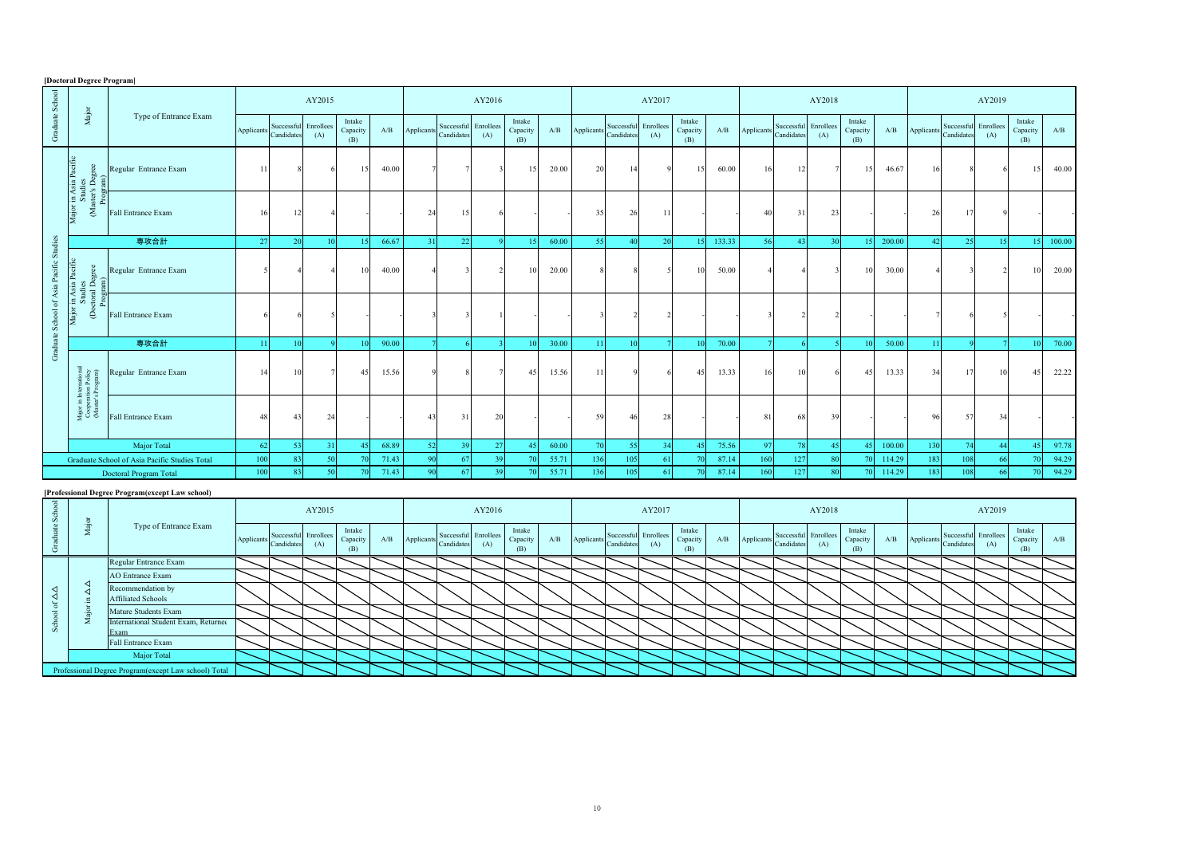**[Doctoral Degree Program]**

| Graduate School | Major | Type of Entrance Exam | AY2015 | | | | | AY2016 | | | | | AY2017 | | | | | AY2018 | | | | | AY2019 | | | | |
|---|---|---|---|---|---|---|---|---|---|---|---|---|---|---|---|---|---|---|---|---|---|---|---|---|---|---|---|
| | | | Applicants | Successful Candidates | Enrollees (A) | Intake Capacity (B) | A/B | Applicants | Successful Candidates | Enrollees (A) | Intake Capacity (B) | A/B | Applicants | Successful Candidates | Enrollees (A) | Intake Capacity (B) | A/B | Applicants | Successful Candidates | Enrollees (A) | Intake Capacity (B) | A/B | Applicants | Successful Candidates | Enrollees (A) | Intake Capacity (B) | A/B |
| Graduate School of Asia Pacific Studies | Major in Asia Pacific Studies (Master's Degree Program) | Regular Entrance Exam | 11 | 8 | 6 | 15 | 40.00 | 7 | 7 | 3 | 15 | 20.00 | 20 | 14 | 9 | 15 | 60.00 | 16 | 12 | 7 | 15 | 46.67 | 16 | 8 | 6 | 15 | 40.00 |
| | | Fall Entrance Exam | 16 | 12 | 4 | - | - | 24 | 15 | 6 | - | - | 35 | 26 | 11 | - | - | 40 | 31 | 23 | - | - | 26 | 17 | 9 | - | - |
| | 専攻合計 | | 27 | 20 | 10 | 15 | 66.67 | 31 | 22 | 9 | 15 | 60.00 | 55 | 40 | 20 | 15 | 133.33 | 56 | 43 | 30 | 15 | 200.00 | 42 | 25 | 15 | 15 | 100.00 |
| | Major in Asia Pacific Studies (Doctoral Degree Program) | Regular Entrance Exam | 5 | 4 | 4 | 10 | 40.00 | 4 | 3 | 2 | 10 | 20.00 | 8 | 8 | 5 | 10 | 50.00 | 4 | 4 | 3 | 10 | 30.00 | 4 | 3 | 2 | 10 | 20.00 |
| | | Fall Entrance Exam | 6 | 6 | 5 | - | - | 3 | 3 | 1 | - | - | 3 | 2 | 2 | - | - | 3 | 2 | 2 | - | - | 7 | 6 | 5 | - | - |
| | 専攻合計 | | 11 | 10 | 9 | 10 | 90.00 | 7 | 6 | 3 | 10 | 30.00 | 11 | 10 | 7 | 10 | 70.00 | 7 | 6 | 5 | 10 | 50.00 | 11 | 9 | 7 | 10 | 70.00 |
| | Major in International Cooperation Policy (Master's Program) | Regular Entrance Exam | 14 | 10 | 7 | 45 | 15.56 | 9 | 8 | 7 | 45 | 15.56 | 11 | 9 | 6 | 45 | 13.33 | 16 | 10 | 6 | 45 | 13.33 | 34 | 17 | 10 | 45 | 22.22 |
| | | Fall Entrance Exam | 48 | 43 | 24 | - | - | 43 | 31 | 20 | - | - | 59 | 46 | 28 | - | - | 81 | 68 | 39 | - | - | 96 | 57 | 34 | - | - |
| | Major Total | | 62 | 53 | 31 | 45 | 68.89 | 52 | 39 | 27 | 45 | 60.00 | 70 | 55 | 34 | 45 | 75.56 | 97 | 78 | 45 | 45 | 100.00 | 130 | 74 | 44 | 45 | 97.78 |
| Graduate School of Asia Pacific Studies Total | | | 100 | 83 | 50 | 70 | 71.43 | 90 | 67 | 39 | 70 | 55.71 | 136 | 105 | 61 | 70 | 87.14 | 160 | 127 | 80 | 70 | 114.29 | 183 | 108 | 66 | 70 | 94.29 |
| Doctoral Program Total | | | 100 | 83 | 50 | 70 | 71.43 | 90 | 67 | 39 | 70 | 55.71 | 136 | 105 | 61 | 70 | 87.14 | 160 | 127 | 80 | 70 | 114.29 | 183 | 108 | 66 | 70 | 94.29 |

**[Professional Degree Program(except Law school)]**

| Graduate School | Major | Type of Entrance Exam | AY2015 | | | | | AY2016 | | | | | AY2017 | | | | | AY2018 | | | | | AY2019 | | | | |
|---|---|---|---|---|---|---|---|---|---|---|---|---|---|---|---|---|---|---|---|---|---|---|---|---|---|---|---|
| | | | Applicants | Successful Candidates | Enrollees (A) | Intake Capacity (B) | A/B | Applicants | Successful Candidates | Enrollees (A) | Intake Capacity (B) | A/B | Applicants | Successful Candidates | Enrollees (A) | Intake Capacity (B) | A/B | Applicants | Successful Candidates | Enrollees (A) | Intake Capacity (B) | A/B | Applicants | Successful Candidates | Enrollees (A) | Intake Capacity (B) | A/B |
| School of △△ | Major in △△ | Regular Entrance Exam | | | | | | | | | | | | | | | | | | | | | | | | | |
| | | AO Entrance Exam | | | | | | | | | | | | | | | | | | | | | | | | | |
| | | Recommendation by Affiliated Schools | | | | | | | | | | | | | | | | | | | | | | | | | |
| | | Mature Students Exam | | | | | | | | | | | | | | | | | | | | | | | | | |
| | | International Student Exam, Returnee Exam | | | | | | | | | | | | | | | | | | | | | | | | | |
| | | Fall Entrance Exam | | | | | | | | | | | | | | | | | | | | | | | | | |
| | Major Total | | | | | | | | | | | | | | | | | | | | | | | | | | |
| Professional Degree Program(except Law school) Total | | | | | | | | | | | | | | | | | | | | | | | | | | | |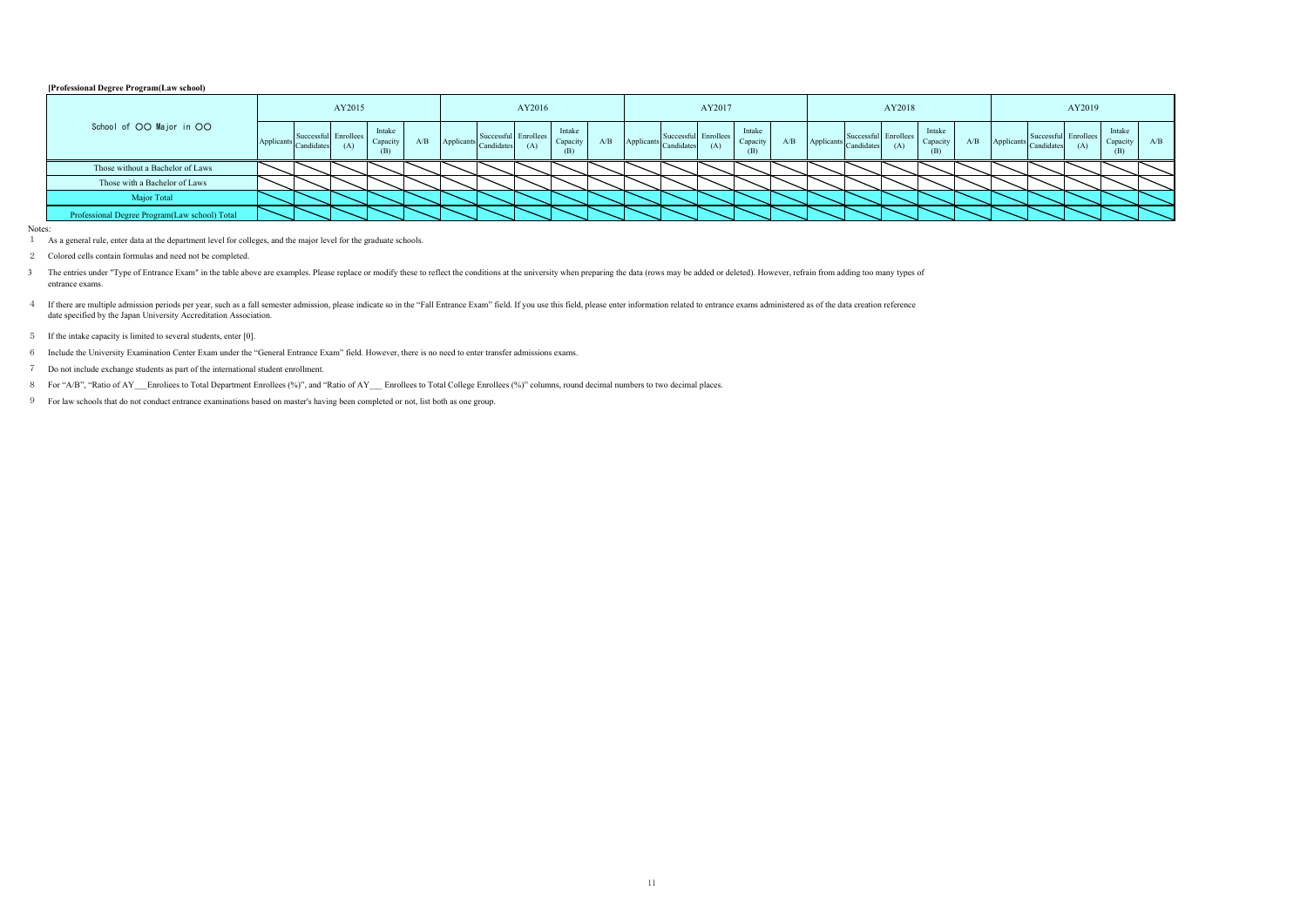**[Professional Degree Program(Law school)]**

| School of ○○ Major in ○○ | AY2015 | | | | | AY2016 | | | | | AY2017 | | | | | AY2018 | | | | | AY2019 | | | | |
|---|---|---|---|---|---|---|---|---|---|---|---|---|---|---|---|---|---|---|---|---|---|---|---|---|---|
| | Applicants | Successful Candidates | Enrollees (A) | Intake Capacity (B) | A/B | Applicants | Successful Candidates | Enrollees (A) | Intake Capacity (B) | A/B | Applicants | Successful Candidates | Enrollees (A) | Intake Capacity (B) | A/B | Applicants | Successful Candidates | Enrollees (A) | Intake Capacity (B) | A/B | Applicants | Successful Candidates | Enrollees (A) | Intake Capacity (B) | A/B |
| Those without a Bachelor of Laws | | | | | | | | | | | | | | | | | | | | | | | | | |
| Those with a Bachelor of Laws | | | | | | | | | | | | | | | | | | | | | | | | | |
| Major Total | | | | | | | | | | | | | | | | | | | | | | | | | |
| Professional Degree Program(Law school) Total | | | | | | | | | | | | | | | | | | | | | | | | | |

Notes:

1. As a general rule, enter data at the department level for colleges, and the major level for the graduate schools.
2. Colored cells contain formulas and need not be completed.
3. The entries under "Type of Entrance Exam" in the table above are examples. Please replace or modify these to reflect the conditions at the university when preparing the data (rows may be added or deleted). However, refrain from adding too many types of entrance exams.
4. If there are multiple admission periods per year, such as a fall semester admission, please indicate so in the "Fall Entrance Exam" field. If you use this field, please enter information related to entrance exams administered as of the data creation reference date specified by the Japan University Accreditation Association.
5. If the intake capacity is limited to several students, enter [0].
6. Include the University Examination Center Exam under the "General Entrance Exam" field. However, there is no need to enter transfer admissions exams.
7. Do not include exchange students as part of the international student enrollment.
8. For "A/B", "Ratio of AY___Enroliees to Total Department Enrollees (%)", and "Ratio of AY___ Enrollees to Total College Enrollees (%)" columns, round decimal numbers to two decimal places.
9. For law schools that do not conduct entrance examinations based on master's having been completed or not, list both as one group.